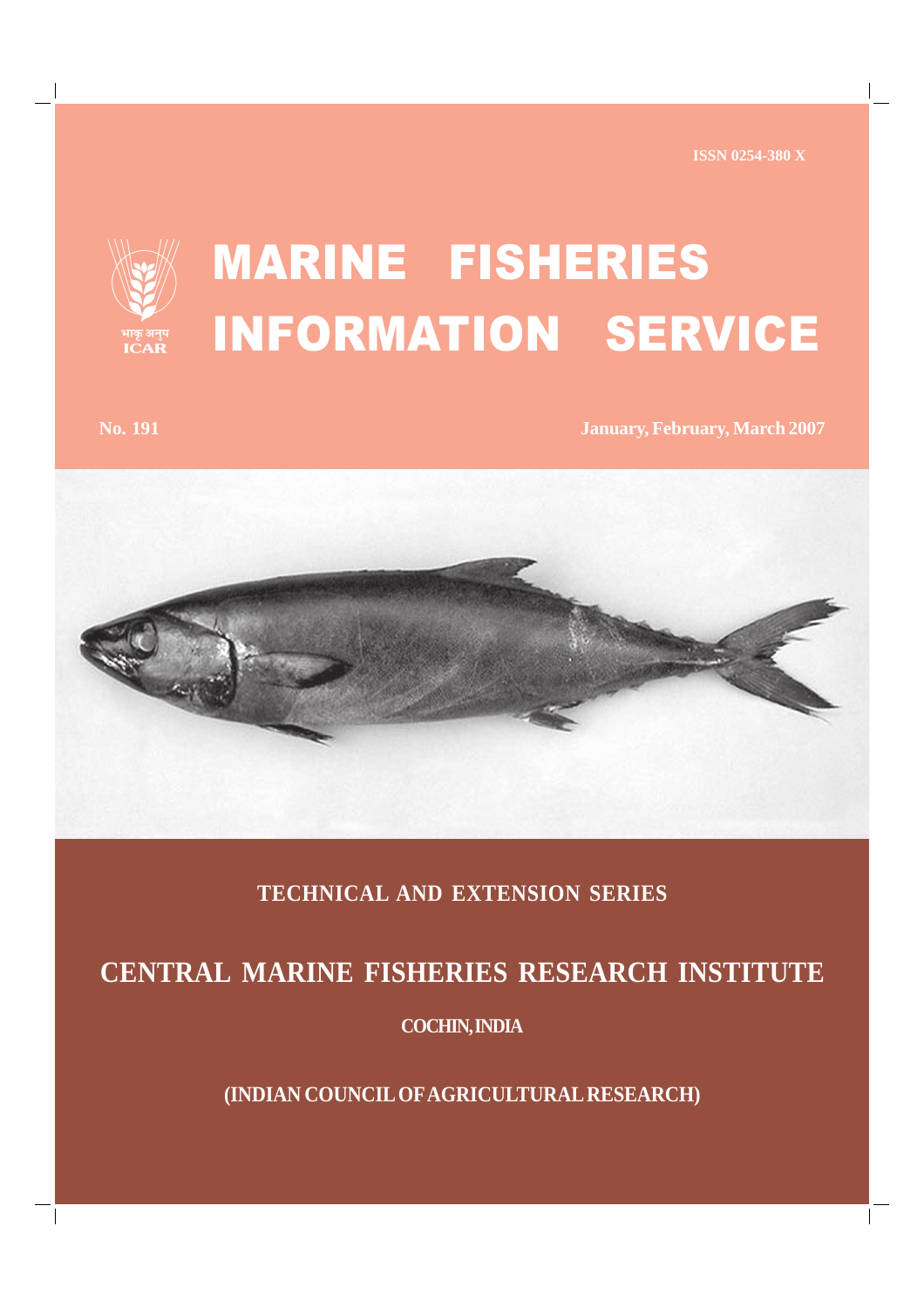ISSN 0254-380 X

भाकृ अनुप
ICAR

# MARINE FISHERIES INFORMATION SERVICE

**No. 191** **January, February, March 2007**

## TECHNICAL AND EXTENSION SERIES

## CENTRAL MARINE FISHERIES RESEARCH INSTITUTE

**COCHIN, INDIA**

**(INDIAN COUNCIL OF AGRICULTURAL RESEARCH)**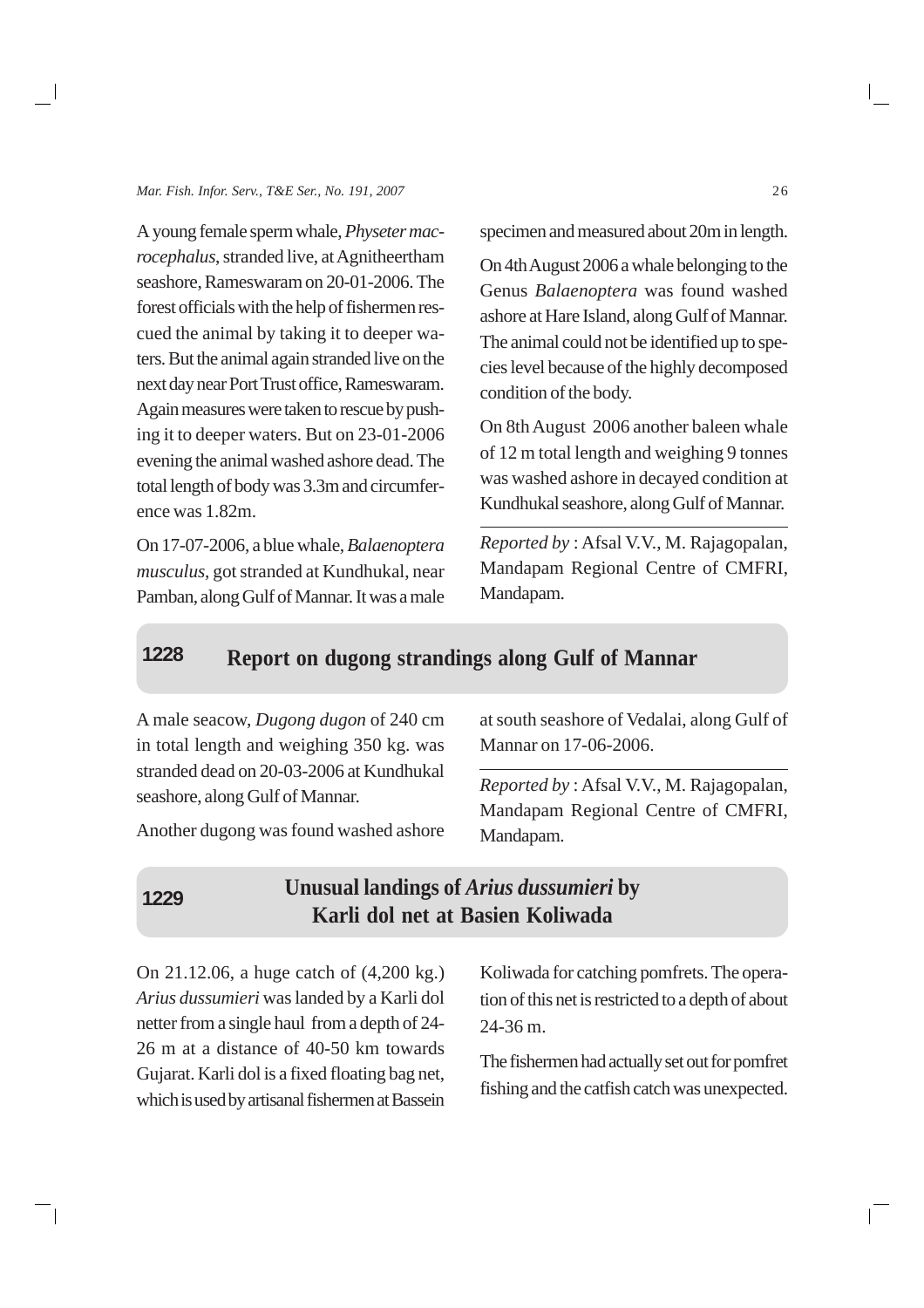A young female sperm whale, *Physeter macrocephalus*, stranded live, at Agnitheertham seashore, Rameswaram on 20-01-2006. The forest officials with the help of fishermen rescued the animal by taking it to deeper waters. But the animal again stranded live on the next day near Port Trust office, Rameswaram. Again measures were taken to rescue by pushing it to deeper waters. But on 23-01-2006 evening the animal washed ashore dead. The total length of body was 3.3m and circumference was 1.82m.

On 17-07-2006, a blue whale, *Balaenoptera musculus*, got stranded at Kundhukal, near Pamban, along Gulf of Mannar. It was a male specimen and measured about 20m in length.

On 4th August 2006 a whale belonging to the Genus *Balaenoptera* was found washed ashore at Hare Island, along Gulf of Mannar. The animal could not be identified up to species level because of the highly decomposed condition of the body.

On 8th August 2006 another baleen whale of 12 m total length and weighing 9 tonnes was washed ashore in decayed condition at Kundhukal seashore, along Gulf of Mannar.

---

*Reported by* : Afsal V.V., M. Rajagopalan, Mandapam Regional Centre of CMFRI, Mandapam.

## 1228 Report on dugong strandings along Gulf of Mannar

A male seacow, *Dugong dugon* of 240 cm in total length and weighing 350 kg. was stranded dead on 20-03-2006 at Kundhukal seashore, along Gulf of Mannar.

Another dugong was found washed ashore at south seashore of Vedalai, along Gulf of Mannar on 17-06-2006.

---

*Reported by* : Afsal V.V., M. Rajagopalan, Mandapam Regional Centre of CMFRI, Mandapam.

## 1229 Unusual landings of *Arius dussumieri* by Karli dol net at Basien Koliwada

On 21.12.06, a huge catch of (4,200 kg.) *Arius dussumieri* was landed by a Karli dol netter from a single haul from a depth of 24-26 m at a distance of 40-50 km towards Gujarat. Karli dol is a fixed floating bag net, which is used by artisanal fishermen at Bassein Koliwada for catching pomfrets. The operation of this net is restricted to a depth of about 24-36 m.

The fishermen had actually set out for pomfret fishing and the catfish catch was unexpected.